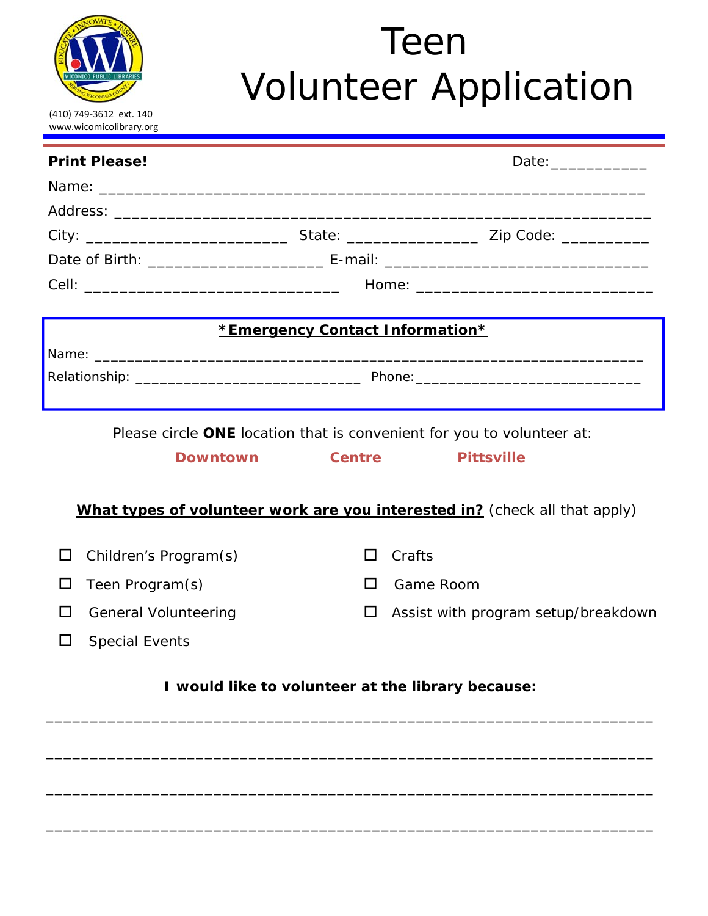(410) 749-3612 ext. 140
www.wicomicolibrary.org

# Teen Volunteer Application

**Print Please!** Date:___________

Name: ___________________________________________________________

Address: ___________________________________________________________

City: ________________________ State: _______________ Zip Code: __________

Date of Birth: ____________________ E-mail: ______________________________

Cell: _____________________________ Home: ___________________________

**\*Emergency Contact Information\***

Name: ______________________________________________________________________

Relationship: ___________________________ Phone:___________________________

Please circle **ONE** location that is convenient for you to volunteer at:

**Downtown** **Centre** **Pittsville**

**What types of volunteer work are you interested in?** (check all that apply)

- ☐ Children's Program(s)
- ☐ Teen Program(s)
- ☐ General Volunteering
- ☐ Special Events
- ☐ Crafts
- ☐ Game Room
- ☐ Assist with program setup/breakdown

**I would like to volunteer at the library because:**

______________________________________________________________________

______________________________________________________________________

______________________________________________________________________

______________________________________________________________________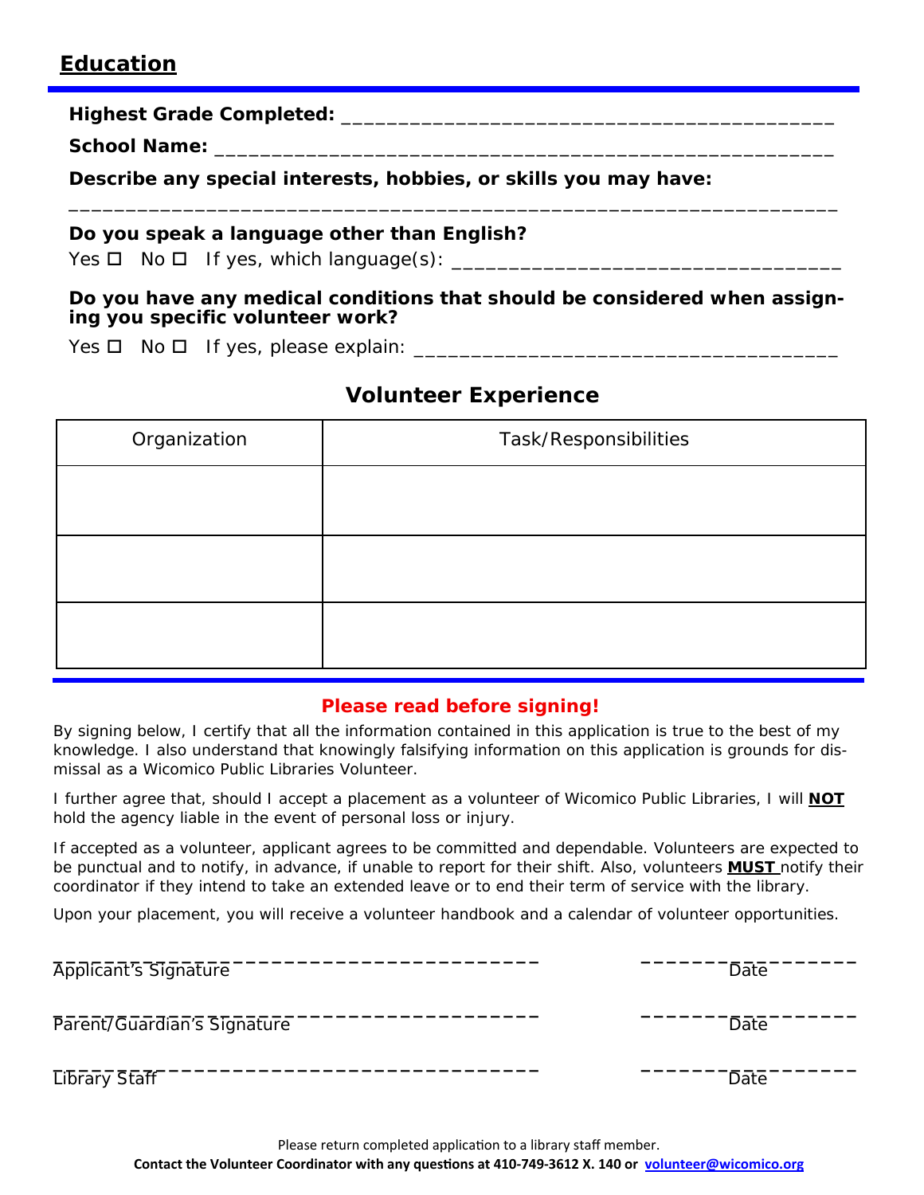## Education

**Highest Grade Completed:** ___________________________________________

**School Name:** ________________________________________________________

**Describe any special interests, hobbies, or skills you may have:**

____________________________________________________________________

**Do you speak a language other than English?**

Yes ☐ No ☐ If yes, which language(s): __________________________________

**Do you have any medical conditions that should be considered when assigning you specific volunteer work?**

Yes ☐ No ☐ If yes, please explain: _____________________________________

## Volunteer Experience

| Organization | Task/Responsibilities |
|---|---|
| | |
| | |
| | |

**Please read before signing!**

By signing below, I certify that all the information contained in this application is true to the best of my knowledge. I also understand that knowingly falsifying information on this application is grounds for dismissal as a Wicomico Public Libraries Volunteer.

I further agree that, should I accept a placement as a volunteer of Wicomico Public Libraries, I will **NOT** hold the agency liable in the event of personal loss or injury.

If accepted as a volunteer, applicant agrees to be committed and dependable. Volunteers are expected to be punctual and to notify, in advance, if unable to report for their shift. Also, volunteers **MUST** notify their coordinator if they intend to take an extended leave or to end their term of service with the library.

Upon your placement, you will receive a volunteer handbook and a calendar of volunteer opportunities.

________________________________________ ________________

Applicant's Signature Date

________________________________________ ________________

Parent/Guardian's Signature Date

________________________________________ ________________

Library Staff Date

Please return completed application to a library staff member.

**Contact the Volunteer Coordinator with any questions at 410-749-3612 X. 140 or volunteer@wicomico.org**